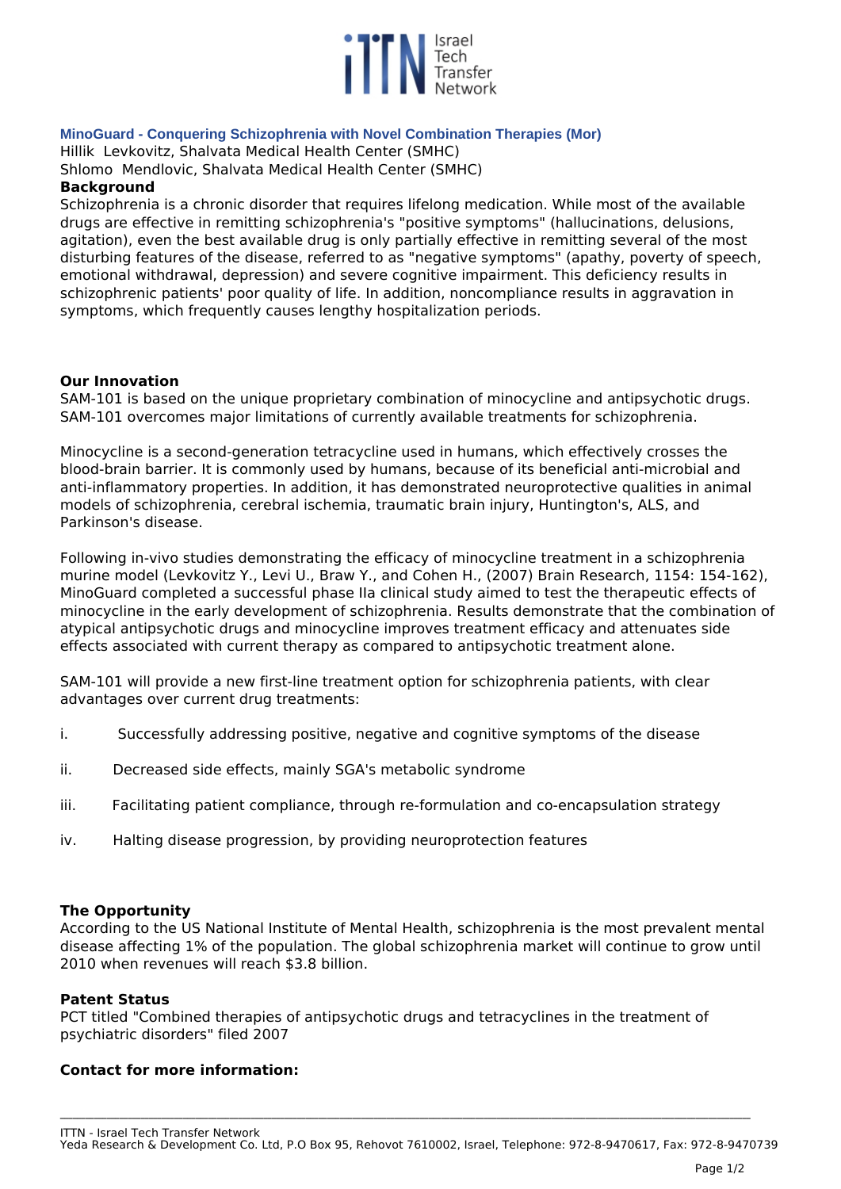## MinoGuard - Conquering Schizophrenia with Novel Combination Therapies (Mor)

Hillik Levkovitz, Shalvata Medical Health Center (SMHC)

Shlomo Mendlovic, Shalvata Medical Health Center (SMHC)

### Background

Schizophrenia is a chronic disorder that requires lifelong medication. While most of the available drugs are effective in remitting schizophrenia's "positive symptoms" (hallucinations, delusions, agitation), even the best available drug is only partially effective in remitting several of the most disturbing features of the disease, referred to as "negative symptoms" (apathy, poverty of speech, emotional withdrawal, depression) and severe cognitive impairment. This deficiency results in schizophrenic patients' poor quality of life. In addition, noncompliance results in aggravation in symptoms, which frequently causes lengthy hospitalization periods.

### Our Innovation

SAM-101 is based on the unique proprietary combination of minocycline and antipsychotic drugs. SAM-101 overcomes major limitations of currently available treatments for schizophrenia.

Minocycline is a second-generation tetracycline used in humans, which effectively crosses the blood-brain barrier. It is commonly used by humans, because of its beneficial anti-microbial and anti-inflammatory properties. In addition, it has demonstrated neuroprotective qualities in animal models of schizophrenia, cerebral ischemia, traumatic brain injury, Huntington's, ALS, and Parkinson's disease.

Following in-vivo studies demonstrating the efficacy of minocycline treatment in a schizophrenia murine model (Levkovitz Y., Levi U., Braw Y., and Cohen H., (2007) Brain Research, 1154: 154-162), MinoGuard completed a successful phase IIa clinical study aimed to test the therapeutic effects of minocycline in the early development of schizophrenia. Results demonstrate that the combination of atypical antipsychotic drugs and minocycline improves treatment efficacy and attenuates side effects associated with current therapy as compared to antipsychotic treatment alone.

SAM-101 will provide a new first-line treatment option for schizophrenia patients, with clear advantages over current drug treatments:

i. Successfully addressing positive, negative and cognitive symptoms of the disease

ii. Decreased side effects, mainly SGA's metabolic syndrome

iii. Facilitating patient compliance, through re-formulation and co-encapsulation strategy

iv. Halting disease progression, by providing neuroprotection features

### The Opportunity

According to the US National Institute of Mental Health, schizophrenia is the most prevalent mental disease affecting 1% of the population. The global schizophrenia market will continue to grow until 2010 when revenues will reach $3.8 billion.

### Patent Status

PCT titled "Combined therapies of antipsychotic drugs and tetracyclines in the treatment of psychiatric disorders" filed 2007

### Contact for more information: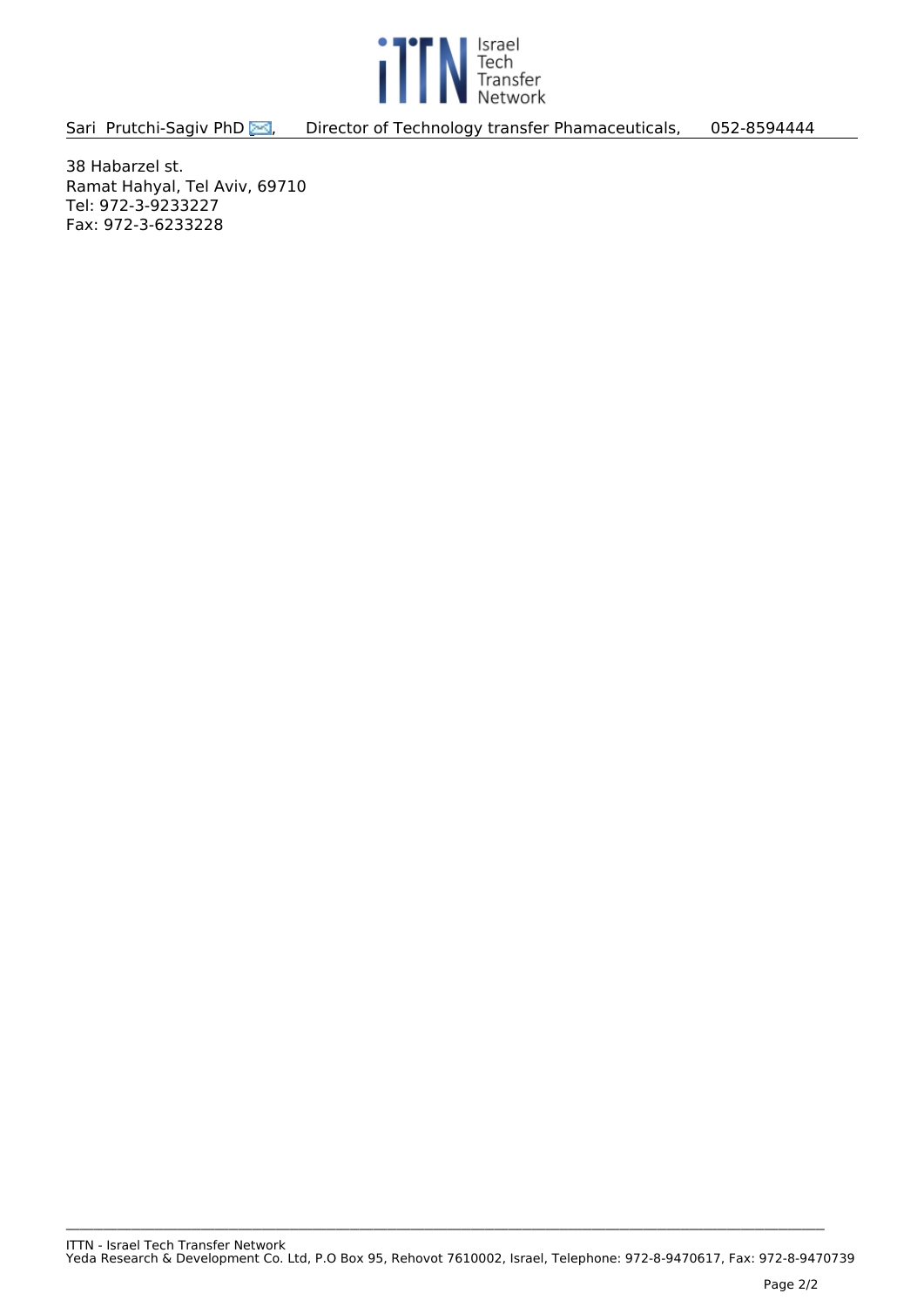Sari Prutchi-Sagiv PhD, Director of Technology transfer Phamaceuticals, 052-8594444

38 Habarzel st.
Ramat Hahyal, Tel Aviv, 69710
Tel: 972-3-9233227
Fax: 972-3-6233228